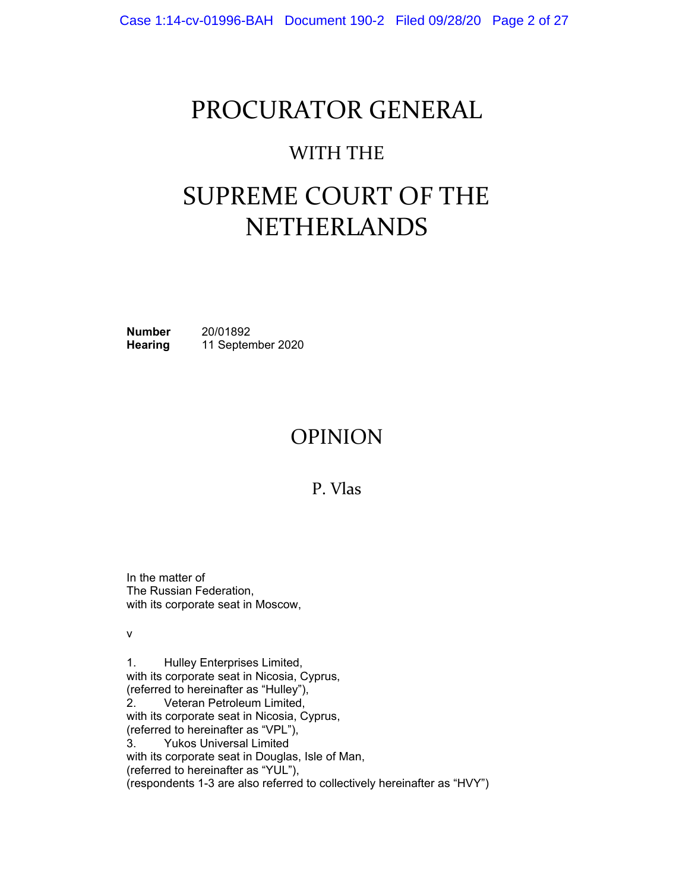# PROCURATOR GENERAL

## WITH THE

# SUPREME COURT OF THE NETHERLANDS

**Number** 20/01892
**Hearing** 11 September 2020

# OPINION

## P. Vlas

In the matter of
The Russian Federation,
with its corporate seat in Moscow,

v

1. Hulley Enterprises Limited,
with its corporate seat in Nicosia, Cyprus,
(referred to hereinafter as "Hulley"),
2. Veteran Petroleum Limited,
with its corporate seat in Nicosia, Cyprus,
(referred to hereinafter as "VPL"),
3. Yukos Universal Limited
with its corporate seat in Douglas, Isle of Man,
(referred to hereinafter as "YUL"),
(respondents 1-3 are also referred to collectively hereinafter as "HVY")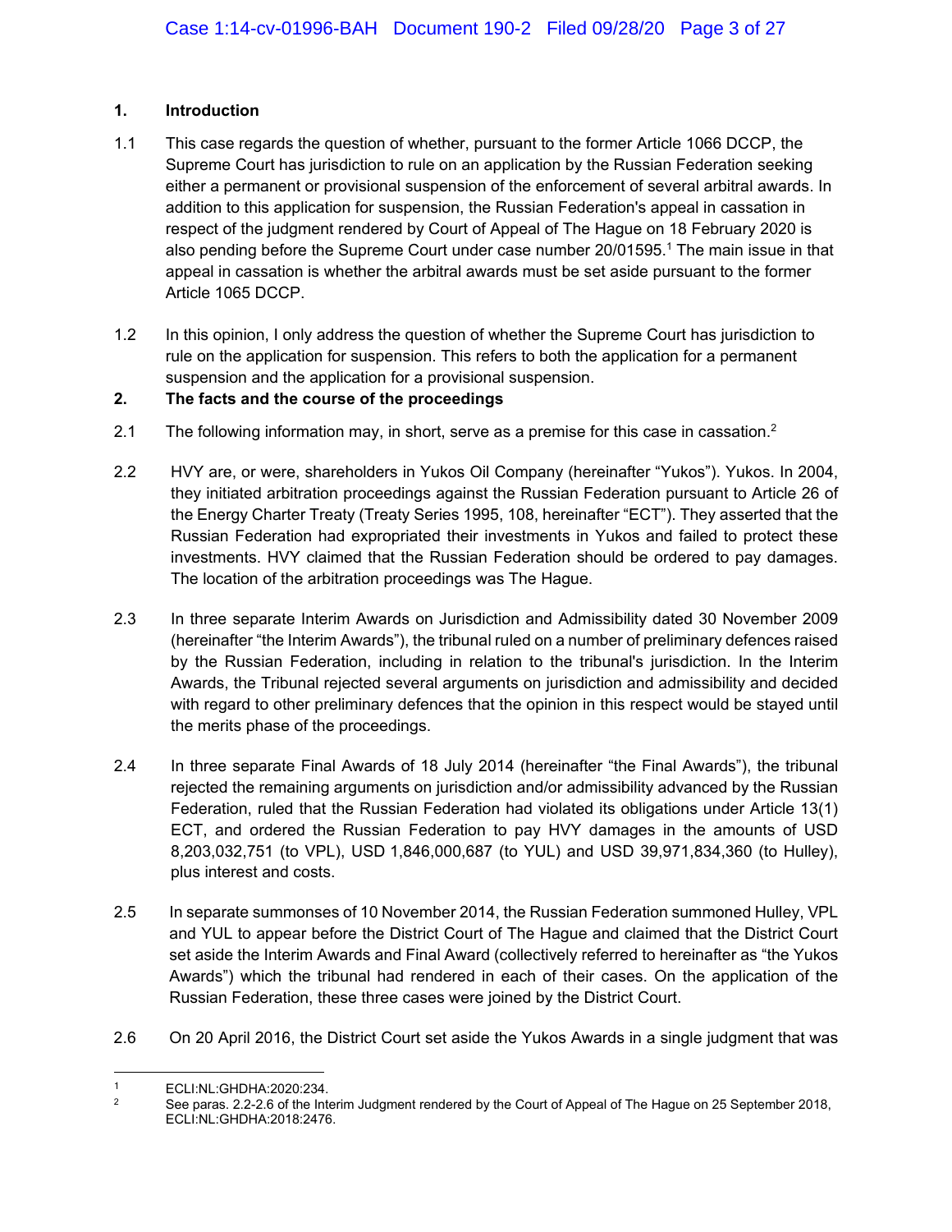## 1. Introduction

1.1 This case regards the question of whether, pursuant to the former Article 1066 DCCP, the Supreme Court has jurisdiction to rule on an application by the Russian Federation seeking either a permanent or provisional suspension of the enforcement of several arbitral awards. In addition to this application for suspension, the Russian Federation's appeal in cassation in respect of the judgment rendered by Court of Appeal of The Hague on 18 February 2020 is also pending before the Supreme Court under case number 20/01595.[1] The main issue in that appeal in cassation is whether the arbitral awards must be set aside pursuant to the former Article 1065 DCCP.

1.2 In this opinion, I only address the question of whether the Supreme Court has jurisdiction to rule on the application for suspension. This refers to both the application for a permanent suspension and the application for a provisional suspension.

## 2. The facts and the course of the proceedings

2.1 The following information may, in short, serve as a premise for this case in cassation.[2]

2.2 HVY are, or were, shareholders in Yukos Oil Company (hereinafter "Yukos"). Yukos. In 2004, they initiated arbitration proceedings against the Russian Federation pursuant to Article 26 of the Energy Charter Treaty (Treaty Series 1995, 108, hereinafter "ECT"). They asserted that the Russian Federation had expropriated their investments in Yukos and failed to protect these investments. HVY claimed that the Russian Federation should be ordered to pay damages. The location of the arbitration proceedings was The Hague.

2.3 In three separate Interim Awards on Jurisdiction and Admissibility dated 30 November 2009 (hereinafter "the Interim Awards"), the tribunal ruled on a number of preliminary defences raised by the Russian Federation, including in relation to the tribunal's jurisdiction. In the Interim Awards, the Tribunal rejected several arguments on jurisdiction and admissibility and decided with regard to other preliminary defences that the opinion in this respect would be stayed until the merits phase of the proceedings.

2.4 In three separate Final Awards of 18 July 2014 (hereinafter "the Final Awards"), the tribunal rejected the remaining arguments on jurisdiction and/or admissibility advanced by the Russian Federation, ruled that the Russian Federation had violated its obligations under Article 13(1) ECT, and ordered the Russian Federation to pay HVY damages in the amounts of USD 8,203,032,751 (to VPL), USD 1,846,000,687 (to YUL) and USD 39,971,834,360 (to Hulley), plus interest and costs.

2.5 In separate summonses of 10 November 2014, the Russian Federation summoned Hulley, VPL and YUL to appear before the District Court of The Hague and claimed that the District Court set aside the Interim Awards and Final Award (collectively referred to hereinafter as "the Yukos Awards") which the tribunal had rendered in each of their cases. On the application of the Russian Federation, these three cases were joined by the District Court.

2.6 On 20 April 2016, the District Court set aside the Yukos Awards in a single judgment that was

---

[1] ECLI:NL:GHDHA:2020:234.

[2] See paras. 2.2-2.6 of the Interim Judgment rendered by the Court of Appeal of The Hague on 25 September 2018, ECLI:NL:GHDHA:2018:2476.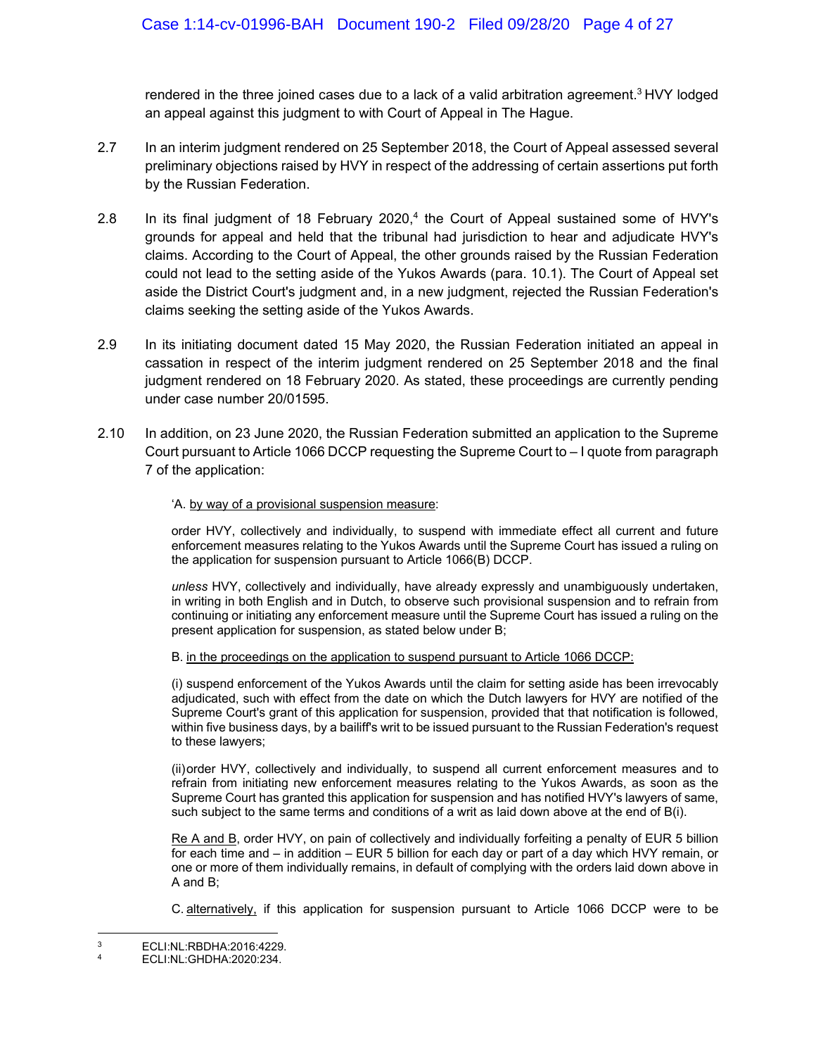rendered in the three joined cases due to a lack of a valid arbitration agreement.[3] HVY lodged an appeal against this judgment to with Court of Appeal in The Hague.

2.7 In an interim judgment rendered on 25 September 2018, the Court of Appeal assessed several preliminary objections raised by HVY in respect of the addressing of certain assertions put forth by the Russian Federation.

2.8 In its final judgment of 18 February 2020,[4] the Court of Appeal sustained some of HVY's grounds for appeal and held that the tribunal had jurisdiction to hear and adjudicate HVY's claims. According to the Court of Appeal, the other grounds raised by the Russian Federation could not lead to the setting aside of the Yukos Awards (para. 10.1). The Court of Appeal set aside the District Court's judgment and, in a new judgment, rejected the Russian Federation's claims seeking the setting aside of the Yukos Awards.

2.9 In its initiating document dated 15 May 2020, the Russian Federation initiated an appeal in cassation in respect of the interim judgment rendered on 25 September 2018 and the final judgment rendered on 18 February 2020. As stated, these proceedings are currently pending under case number 20/01595.

2.10 In addition, on 23 June 2020, the Russian Federation submitted an application to the Supreme Court pursuant to Article 1066 DCCP requesting the Supreme Court to – I quote from paragraph 7 of the application:

> 'A. <u>by way of a provisional suspension measure</u>:
>
> order HVY, collectively and individually, to suspend with immediate effect all current and future enforcement measures relating to the Yukos Awards until the Supreme Court has issued a ruling on the application for suspension pursuant to Article 1066(B) DCCP.
>
> *unless* HVY, collectively and individually, have already expressly and unambiguously undertaken, in writing in both English and in Dutch, to observe such provisional suspension and to refrain from continuing or initiating any enforcement measure until the Supreme Court has issued a ruling on the present application for suspension, as stated below under B;
>
> B. <u>in the proceedings on the application to suspend pursuant to Article 1066 DCCP:</u>
>
> (i) suspend enforcement of the Yukos Awards until the claim for setting aside has been irrevocably adjudicated, such with effect from the date on which the Dutch lawyers for HVY are notified of the Supreme Court's grant of this application for suspension, provided that that notification is followed, within five business days, by a bailiff's writ to be issued pursuant to the Russian Federation's request to these lawyers;
>
> (ii) order HVY, collectively and individually, to suspend all current enforcement measures and to refrain from initiating new enforcement measures relating to the Yukos Awards, as soon as the Supreme Court has granted this application for suspension and has notified HVY's lawyers of same, such subject to the same terms and conditions of a writ as laid down above at the end of B(i).
>
> <u>Re A and B</u>, order HVY, on pain of collectively and individually forfeiting a penalty of EUR 5 billion for each time and – in addition – EUR 5 billion for each day or part of a day which HVY remain, or one or more of them individually remains, in default of complying with the orders laid down above in A and B;
>
> C. <u>alternatively,</u> if this application for suspension pursuant to Article 1066 DCCP were to be

---

[3] ECLI:NL:RBDHA:2016:4229.

[4] ECLI:NL:GHDHA:2020:234.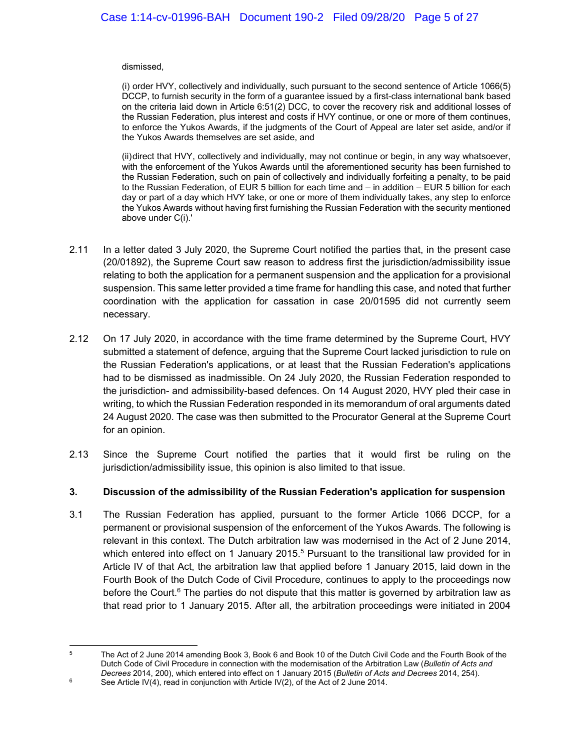dismissed,

(i) order HVY, collectively and individually, such pursuant to the second sentence of Article 1066(5) DCCP, to furnish security in the form of a guarantee issued by a first-class international bank based on the criteria laid down in Article 6:51(2) DCC, to cover the recovery risk and additional losses of the Russian Federation, plus interest and costs if HVY continue, or one or more of them continues, to enforce the Yukos Awards, if the judgments of the Court of Appeal are later set aside, and/or if the Yukos Awards themselves are set aside, and

(ii) direct that HVY, collectively and individually, may not continue or begin, in any way whatsoever, with the enforcement of the Yukos Awards until the aforementioned security has been furnished to the Russian Federation, such on pain of collectively and individually forfeiting a penalty, to be paid to the Russian Federation, of EUR 5 billion for each time and – in addition – EUR 5 billion for each day or part of a day which HVY take, or one or more of them individually takes, any step to enforce the Yukos Awards without having first furnishing the Russian Federation with the security mentioned above under C(i).'

2.11 In a letter dated 3 July 2020, the Supreme Court notified the parties that, in the present case (20/01892), the Supreme Court saw reason to address first the jurisdiction/admissibility issue relating to both the application for a permanent suspension and the application for a provisional suspension. This same letter provided a time frame for handling this case, and noted that further coordination with the application for cassation in case 20/01595 did not currently seem necessary.

2.12 On 17 July 2020, in accordance with the time frame determined by the Supreme Court, HVY submitted a statement of defence, arguing that the Supreme Court lacked jurisdiction to rule on the Russian Federation's applications, or at least that the Russian Federation's applications had to be dismissed as inadmissible. On 24 July 2020, the Russian Federation responded to the jurisdiction- and admissibility-based defences. On 14 August 2020, HVY pled their case in writing, to which the Russian Federation responded in its memorandum of oral arguments dated 24 August 2020. The case was then submitted to the Procurator General at the Supreme Court for an opinion.

2.13 Since the Supreme Court notified the parties that it would first be ruling on the jurisdiction/admissibility issue, this opinion is also limited to that issue.

## 3. Discussion of the admissibility of the Russian Federation's application for suspension

3.1 The Russian Federation has applied, pursuant to the former Article 1066 DCCP, for a permanent or provisional suspension of the enforcement of the Yukos Awards. The following is relevant in this context. The Dutch arbitration law was modernised in the Act of 2 June 2014, which entered into effect on 1 January 2015.[5] Pursuant to the transitional law provided for in Article IV of that Act, the arbitration law that applied before 1 January 2015, laid down in the Fourth Book of the Dutch Code of Civil Procedure, continues to apply to the proceedings now before the Court.[6] The parties do not dispute that this matter is governed by arbitration law as that read prior to 1 January 2015. After all, the arbitration proceedings were initiated in 2004

---

[5] The Act of 2 June 2014 amending Book 3, Book 6 and Book 10 of the Dutch Civil Code and the Fourth Book of the Dutch Code of Civil Procedure in connection with the modernisation of the Arbitration Law (*Bulletin of Acts and Decrees* 2014, 200), which entered into effect on 1 January 2015 (*Bulletin of Acts and Decrees* 2014, 254).

[6] See Article IV(4), read in conjunction with Article IV(2), of the Act of 2 June 2014.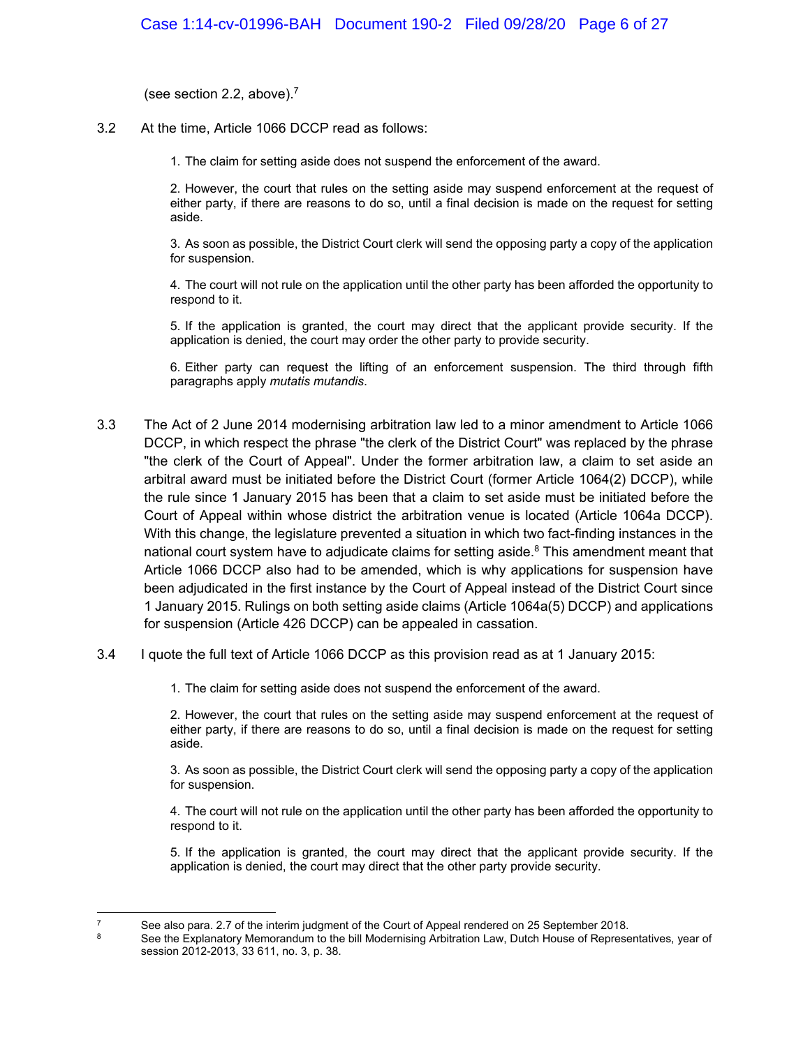(see section 2.2, above).[7]

3.2 At the time, Article 1066 DCCP read as follows:

> 1. The claim for setting aside does not suspend the enforcement of the award.
>
> 2. However, the court that rules on the setting aside may suspend enforcement at the request of either party, if there are reasons to do so, until a final decision is made on the request for setting aside.
>
> 3. As soon as possible, the District Court clerk will send the opposing party a copy of the application for suspension.
>
> 4. The court will not rule on the application until the other party has been afforded the opportunity to respond to it.
>
> 5. If the application is granted, the court may direct that the applicant provide security. If the application is denied, the court may order the other party to provide security.
>
> 6. Either party can request the lifting of an enforcement suspension. The third through fifth paragraphs apply *mutatis mutandis*.

3.3 The Act of 2 June 2014 modernising arbitration law led to a minor amendment to Article 1066 DCCP, in which respect the phrase "the clerk of the District Court" was replaced by the phrase "the clerk of the Court of Appeal". Under the former arbitration law, a claim to set aside an arbitral award must be initiated before the District Court (former Article 1064(2) DCCP), while the rule since 1 January 2015 has been that a claim to set aside must be initiated before the Court of Appeal within whose district the arbitration venue is located (Article 1064a DCCP). With this change, the legislature prevented a situation in which two fact-finding instances in the national court system have to adjudicate claims for setting aside.[8] This amendment meant that Article 1066 DCCP also had to be amended, which is why applications for suspension have been adjudicated in the first instance by the Court of Appeal instead of the District Court since 1 January 2015. Rulings on both setting aside claims (Article 1064a(5) DCCP) and applications for suspension (Article 426 DCCP) can be appealed in cassation.

3.4 I quote the full text of Article 1066 DCCP as this provision read as at 1 January 2015:

> 1. The claim for setting aside does not suspend the enforcement of the award.
>
> 2. However, the court that rules on the setting aside may suspend enforcement at the request of either party, if there are reasons to do so, until a final decision is made on the request for setting aside.
>
> 3. As soon as possible, the District Court clerk will send the opposing party a copy of the application for suspension.
>
> 4. The court will not rule on the application until the other party has been afforded the opportunity to respond to it.
>
> 5. If the application is granted, the court may direct that the applicant provide security. If the application is denied, the court may direct that the other party provide security.

---

[7] See also para. 2.7 of the interim judgment of the Court of Appeal rendered on 25 September 2018.

[8] See the Explanatory Memorandum to the bill Modernising Arbitration Law, Dutch House of Representatives, year of session 2012-2013, 33 611, no. 3, p. 38.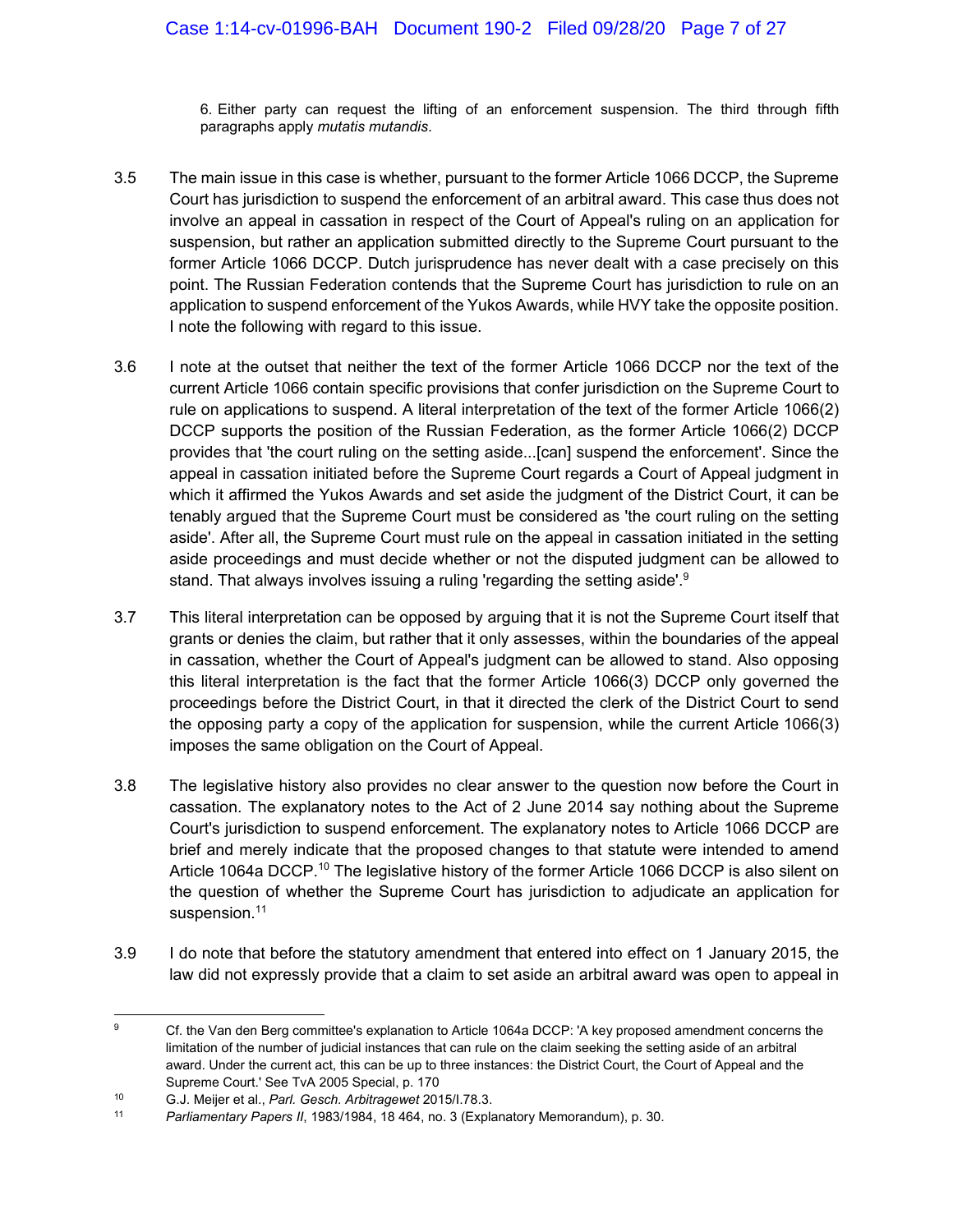6. Either party can request the lifting of an enforcement suspension. The third through fifth paragraphs apply *mutatis mutandis*.

3.5 The main issue in this case is whether, pursuant to the former Article 1066 DCCP, the Supreme Court has jurisdiction to suspend the enforcement of an arbitral award. This case thus does not involve an appeal in cassation in respect of the Court of Appeal's ruling on an application for suspension, but rather an application submitted directly to the Supreme Court pursuant to the former Article 1066 DCCP. Dutch jurisprudence has never dealt with a case precisely on this point. The Russian Federation contends that the Supreme Court has jurisdiction to rule on an application to suspend enforcement of the Yukos Awards, while HVY take the opposite position. I note the following with regard to this issue.

3.6 I note at the outset that neither the text of the former Article 1066 DCCP nor the text of the current Article 1066 contain specific provisions that confer jurisdiction on the Supreme Court to rule on applications to suspend. A literal interpretation of the text of the former Article 1066(2) DCCP supports the position of the Russian Federation, as the former Article 1066(2) DCCP provides that 'the court ruling on the setting aside...[can] suspend the enforcement'. Since the appeal in cassation initiated before the Supreme Court regards a Court of Appeal judgment in which it affirmed the Yukos Awards and set aside the judgment of the District Court, it can be tenably argued that the Supreme Court must be considered as 'the court ruling on the setting aside'. After all, the Supreme Court must rule on the appeal in cassation initiated in the setting aside proceedings and must decide whether or not the disputed judgment can be allowed to stand. That always involves issuing a ruling 'regarding the setting aside'.[9]

3.7 This literal interpretation can be opposed by arguing that it is not the Supreme Court itself that grants or denies the claim, but rather that it only assesses, within the boundaries of the appeal in cassation, whether the Court of Appeal's judgment can be allowed to stand. Also opposing this literal interpretation is the fact that the former Article 1066(3) DCCP only governed the proceedings before the District Court, in that it directed the clerk of the District Court to send the opposing party a copy of the application for suspension, while the current Article 1066(3) imposes the same obligation on the Court of Appeal.

3.8 The legislative history also provides no clear answer to the question now before the Court in cassation. The explanatory notes to the Act of 2 June 2014 say nothing about the Supreme Court's jurisdiction to suspend enforcement. The explanatory notes to Article 1066 DCCP are brief and merely indicate that the proposed changes to that statute were intended to amend Article 1064a DCCP.[10] The legislative history of the former Article 1066 DCCP is also silent on the question of whether the Supreme Court has jurisdiction to adjudicate an application for suspension.[11]

3.9 I do note that before the statutory amendment that entered into effect on 1 January 2015, the law did not expressly provide that a claim to set aside an arbitral award was open to appeal in

---

[9] Cf. the Van den Berg committee's explanation to Article 1064a DCCP: 'A key proposed amendment concerns the limitation of the number of judicial instances that can rule on the claim seeking the setting aside of an arbitral award. Under the current act, this can be up to three instances: the District Court, the Court of Appeal and the Supreme Court.' See TvA 2005 Special, p. 170

[10] G.J. Meijer et al., *Parl. Gesch. Arbitragewet* 2015/I.78.3.

[11] *Parliamentary Papers II*, 1983/1984, 18 464, no. 3 (Explanatory Memorandum), p. 30.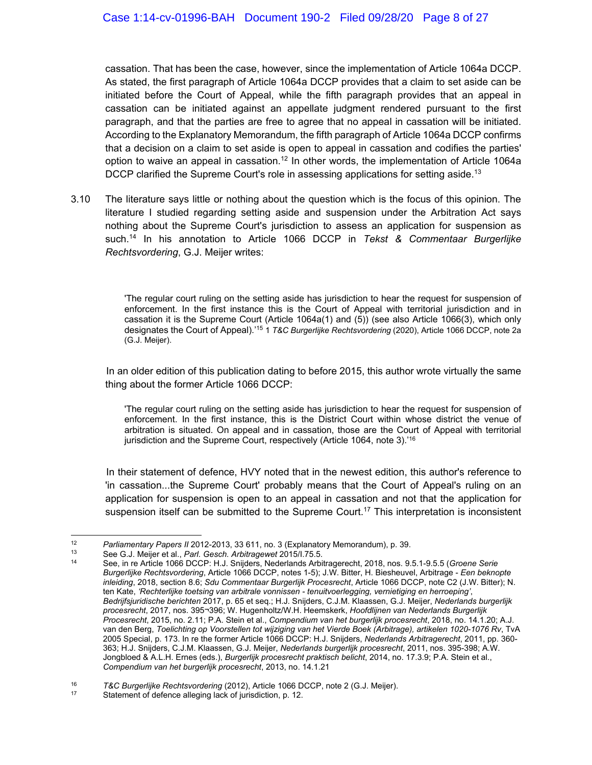cassation. That has been the case, however, since the implementation of Article 1064a DCCP. As stated, the first paragraph of Article 1064a DCCP provides that a claim to set aside can be initiated before the Court of Appeal, while the fifth paragraph provides that an appeal in cassation can be initiated against an appellate judgment rendered pursuant to the first paragraph, and that the parties are free to agree that no appeal in cassation will be initiated. According to the Explanatory Memorandum, the fifth paragraph of Article 1064a DCCP confirms that a decision on a claim to set aside is open to appeal in cassation and codifies the parties' option to waive an appeal in cassation.[12] In other words, the implementation of Article 1064a DCCP clarified the Supreme Court's role in assessing applications for setting aside.[13]

3.10 The literature says little or nothing about the question which is the focus of this opinion. The literature I studied regarding setting aside and suspension under the Arbitration Act says nothing about the Supreme Court's jurisdiction to assess an application for suspension as such.[14] In his annotation to Article 1066 DCCP in *Tekst & Commentaar Burgerlijke Rechtsvordering*, G.J. Meijer writes:

> 'The regular court ruling on the setting aside has jurisdiction to hear the request for suspension of enforcement. In the first instance this is the Court of Appeal with territorial jurisdiction and in cassation it is the Supreme Court (Article 1064a(1) and (5)) (see also Article 1066(3), which only designates the Court of Appeal).'[15] 1 *T&C Burgerlijke Rechtsvordering* (2020), Article 1066 DCCP, note 2a (G.J. Meijer).

In an older edition of this publication dating to before 2015, this author wrote virtually the same thing about the former Article 1066 DCCP:

> 'The regular court ruling on the setting aside has jurisdiction to hear the request for suspension of enforcement. In the first instance, this is the District Court within whose district the venue of arbitration is situated. On appeal and in cassation, those are the Court of Appeal with territorial jurisdiction and the Supreme Court, respectively (Article 1064, note 3).'[16]

In their statement of defence, HVY noted that in the newest edition, this author's reference to 'in cassation...the Supreme Court' probably means that the Court of Appeal's ruling on an application for suspension is open to an appeal in cassation and not that the application for suspension itself can be submitted to the Supreme Court.[17] This interpretation is inconsistent

---

[12] *Parliamentary Papers II* 2012-2013, 33 611, no. 3 (Explanatory Memorandum), p. 39.

[13] See G.J. Meijer et al., *Parl. Gesch. Arbitragewet* 2015/I.75.5.

[14] See, in re Article 1066 DCCP: H.J. Snijders, Nederlands Arbitragerecht, 2018, nos. 9.5.1-9.5.5 (*Groene Serie Burgerlijke Rechtsvordering*, Article 1066 DCCP, notes 1-5); J.W. Bitter, H. Biesheuvel, Arbitrage - *Een beknopte inleiding*, 2018, section 8.6; *Sdu Commentaar Burgerlijk Procesrecht*, Article 1066 DCCP, note C2 (J.W. Bitter); N. ten Kate, *'Rechterlijke toetsing van arbitrale vonnissen - tenuitvoerlegging, vernietiging en herroeping'*, *Bedrijfsjuridische berichten* 2017, p. 65 et seq.; H.J. Snijders, C.J.M. Klaassen, G.J. Meijer, *Nederlands burgerlijk procesrecht*, 2017, nos. 395¬396; W. Hugenholtz/W.H. Heemskerk, *Hoofdlijnen van Nederlands Burgerlijk Procesrecht*, 2015, no. 2.11; P.A. Stein et al., *Compendium van het burgerlijk procesrecht*, 2018, no. 14.1.20; A.J. van den Berg, *Toelichting op Voorstellen tot wijziging van het Vierde Boek (Arbitrage), artikelen 1020-1076 Rv*, TvA 2005 Special, p. 173. In re the former Article 1066 DCCP: H.J. Snijders, *Nederlands Arbitragerecht*, 2011, pp. 360-363; H.J. Snijders, C.J.M. Klaassen, G.J. Meijer, *Nederlands burgerlijk procesrecht*, 2011, nos. 395-398; A.W. Jongbloed & A.L.H. Ernes (eds.), *Burgerlijk procesrecht praktisch belicht*, 2014, no. 17.3.9; P.A. Stein et al., *Compendium van het burgerlijk procesrecht*, 2013, no. 14.1.21

[16] *T&C Burgerlijke Rechtsvordering* (2012), Article 1066 DCCP, note 2 (G.J. Meijer).

[17] Statement of defence alleging lack of jurisdiction, p. 12.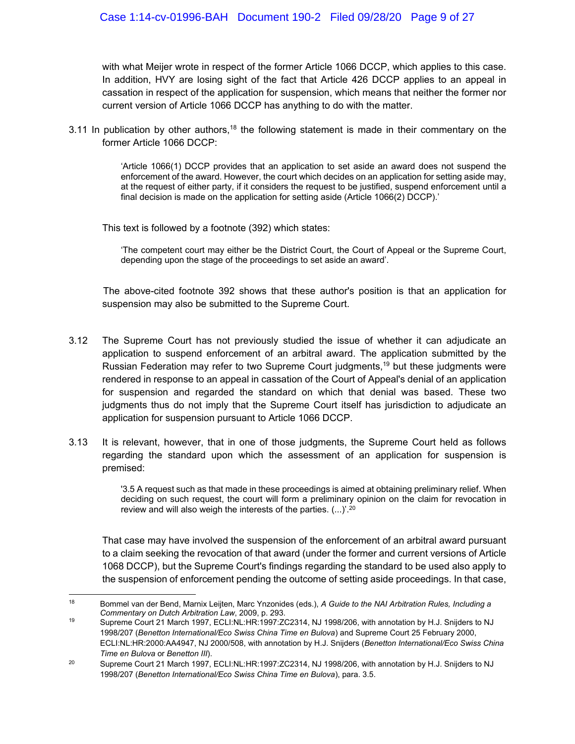with what Meijer wrote in respect of the former Article 1066 DCCP, which applies to this case. In addition, HVY are losing sight of the fact that Article 426 DCCP applies to an appeal in cassation in respect of the application for suspension, which means that neither the former nor current version of Article 1066 DCCP has anything to do with the matter.

3.11 In publication by other authors,[18] the following statement is made in their commentary on the former Article 1066 DCCP:

> 'Article 1066(1) DCCP provides that an application to set aside an award does not suspend the enforcement of the award. However, the court which decides on an application for setting aside may, at the request of either party, if it considers the request to be justified, suspend enforcement until a final decision is made on the application for setting aside (Article 1066(2) DCCP).'

This text is followed by a footnote (392) which states:

> 'The competent court may either be the District Court, the Court of Appeal or the Supreme Court, depending upon the stage of the proceedings to set aside an award'.

The above-cited footnote 392 shows that these author's position is that an application for suspension may also be submitted to the Supreme Court.

3.12 The Supreme Court has not previously studied the issue of whether it can adjudicate an application to suspend enforcement of an arbitral award. The application submitted by the Russian Federation may refer to two Supreme Court judgments,[19] but these judgments were rendered in response to an appeal in cassation of the Court of Appeal's denial of an application for suspension and regarded the standard on which that denial was based. These two judgments thus do not imply that the Supreme Court itself has jurisdiction to adjudicate an application for suspension pursuant to Article 1066 DCCP.

3.13 It is relevant, however, that in one of those judgments, the Supreme Court held as follows regarding the standard upon which the assessment of an application for suspension is premised:

> '3.5 A request such as that made in these proceedings is aimed at obtaining preliminary relief. When deciding on such request, the court will form a preliminary opinion on the claim for revocation in review and will also weigh the interests of the parties. (...)'.[20]

That case may have involved the suspension of the enforcement of an arbitral award pursuant to a claim seeking the revocation of that award (under the former and current versions of Article 1068 DCCP), but the Supreme Court's findings regarding the standard to be used also apply to the suspension of enforcement pending the outcome of setting aside proceedings. In that case,

---

[18] Bommel van der Bend, Marnix Leijten, Marc Ynzonides (eds.), *A Guide to the NAI Arbitration Rules, Including a Commentary on Dutch Arbitration Law*, 2009, p. 293.

[19] Supreme Court 21 March 1997, ECLI:NL:HR:1997:ZC2314, NJ 1998/206, with annotation by H.J. Snijders to NJ 1998/207 (*Benetton International/Eco Swiss China Time en Bulova*) and Supreme Court 25 February 2000, ECLI:NL:HR:2000:AA4947, NJ 2000/508, with annotation by H.J. Snijders (*Benetton International/Eco Swiss China Time en Bulova* or *Benetton III*).

[20] Supreme Court 21 March 1997, ECLI:NL:HR:1997:ZC2314, NJ 1998/206, with annotation by H.J. Snijders to NJ 1998/207 (*Benetton International/Eco Swiss China Time en Bulova*), para. 3.5.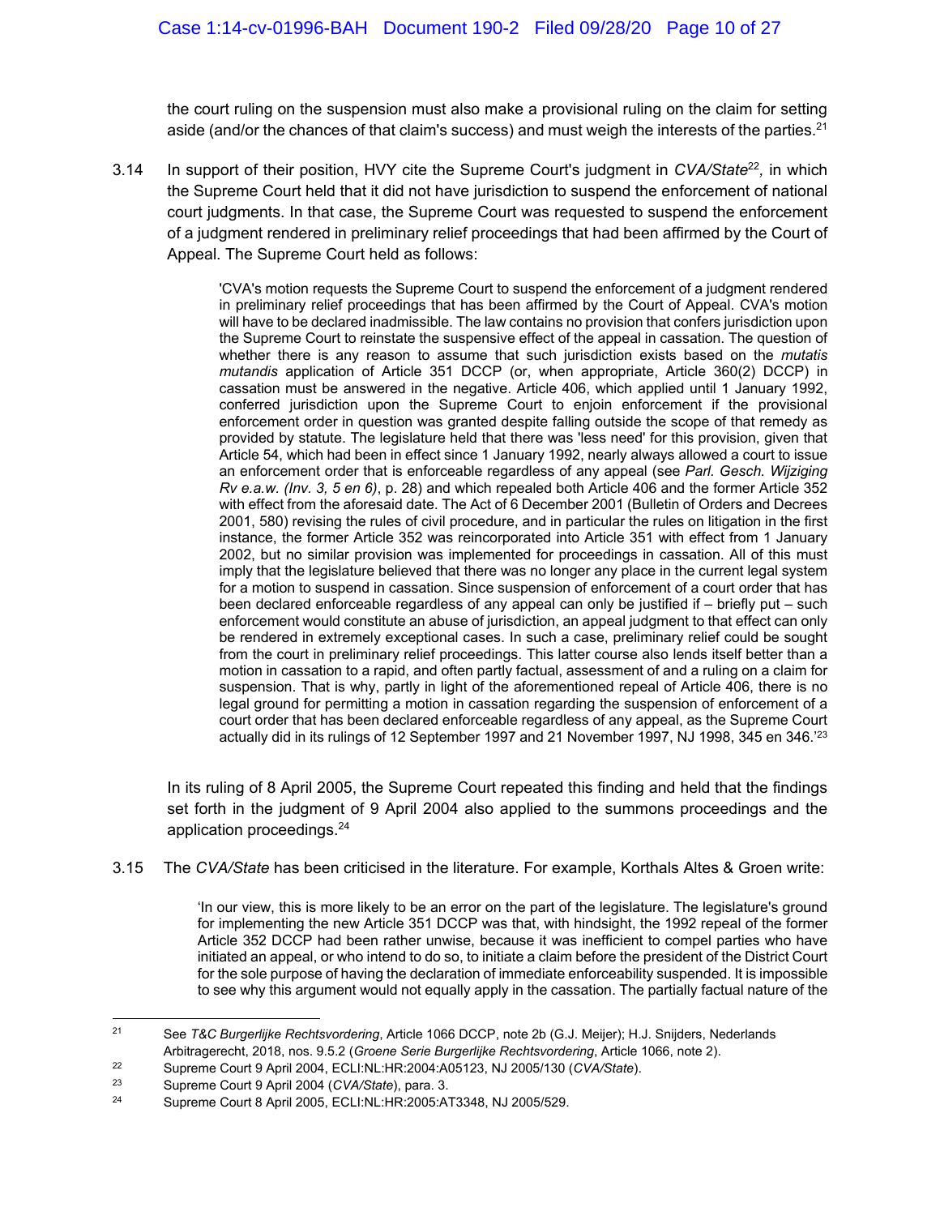the court ruling on the suspension must also make a provisional ruling on the claim for setting aside (and/or the chances of that claim's success) and must weigh the interests of the parties.[21]

3.14 In support of their position, HVY cite the Supreme Court's judgment in *CVA/State*[22], in which the Supreme Court held that it did not have jurisdiction to suspend the enforcement of national court judgments. In that case, the Supreme Court was requested to suspend the enforcement of a judgment rendered in preliminary relief proceedings that had been affirmed by the Court of Appeal. The Supreme Court held as follows:

> 'CVA's motion requests the Supreme Court to suspend the enforcement of a judgment rendered in preliminary relief proceedings that has been affirmed by the Court of Appeal. CVA's motion will have to be declared inadmissible. The law contains no provision that confers jurisdiction upon the Supreme Court to reinstate the suspensive effect of the appeal in cassation. The question of whether there is any reason to assume that such jurisdiction exists based on the *mutatis mutandis* application of Article 351 DCCP (or, when appropriate, Article 360(2) DCCP) in cassation must be answered in the negative. Article 406, which applied until 1 January 1992, conferred jurisdiction upon the Supreme Court to enjoin enforcement if the provisional enforcement order in question was granted despite falling outside the scope of that remedy as provided by statute. The legislature held that there was 'less need' for this provision, given that Article 54, which had been in effect since 1 January 1992, nearly always allowed a court to issue an enforcement order that is enforceable regardless of any appeal (see *Parl. Gesch. Wijziging Rv e.a.w. (Inv. 3, 5 en 6)*, p. 28) and which repealed both Article 406 and the former Article 352 with effect from the aforesaid date. The Act of 6 December 2001 (Bulletin of Orders and Decrees 2001, 580) revising the rules of civil procedure, and in particular the rules on litigation in the first instance, the former Article 352 was reincorporated into Article 351 with effect from 1 January 2002, but no similar provision was implemented for proceedings in cassation. All of this must imply that the legislature believed that there was no longer any place in the current legal system for a motion to suspend in cassation. Since suspension of enforcement of a court order that has been declared enforceable regardless of any appeal can only be justified if – briefly put – such enforcement would constitute an abuse of jurisdiction, an appeal judgment to that effect can only be rendered in extremely exceptional cases. In such a case, preliminary relief could be sought from the court in preliminary relief proceedings. This latter course also lends itself better than a motion in cassation to a rapid, and often partly factual, assessment of and a ruling on a claim for suspension. That is why, partly in light of the aforementioned repeal of Article 406, there is no legal ground for permitting a motion in cassation regarding the suspension of enforcement of a court order that has been declared enforceable regardless of any appeal, as the Supreme Court actually did in its rulings of 12 September 1997 and 21 November 1997, NJ 1998, 345 en 346.'[23]

In its ruling of 8 April 2005, the Supreme Court repeated this finding and held that the findings set forth in the judgment of 9 April 2004 also applied to the summons proceedings and the application proceedings.[24]

3.15 The *CVA/State* has been criticised in the literature. For example, Korthals Altes & Groen write:

> 'In our view, this is more likely to be an error on the part of the legislature. The legislature's ground for implementing the new Article 351 DCCP was that, with hindsight, the 1992 repeal of the former Article 352 DCCP had been rather unwise, because it was inefficient to compel parties who have initiated an appeal, or who intend to do so, to initiate a claim before the president of the District Court for the sole purpose of having the declaration of immediate enforceability suspended. It is impossible to see why this argument would not equally apply in the cassation. The partially factual nature of the

---

[21] See *T&C Burgerlijke Rechtsvordering*, Article 1066 DCCP, note 2b (G.J. Meijer); H.J. Snijders, Nederlands Arbitragerecht, 2018, nos. 9.5.2 (*Groene Serie Burgerlijke Rechtsvordering*, Article 1066, note 2).

[22] Supreme Court 9 April 2004, ECLI:NL:HR:2004:A05123, NJ 2005/130 (*CVA/State*).

[23] Supreme Court 9 April 2004 (*CVA/State*), para. 3.

[24] Supreme Court 8 April 2005, ECLI:NL:HR:2005:AT3348, NJ 2005/529.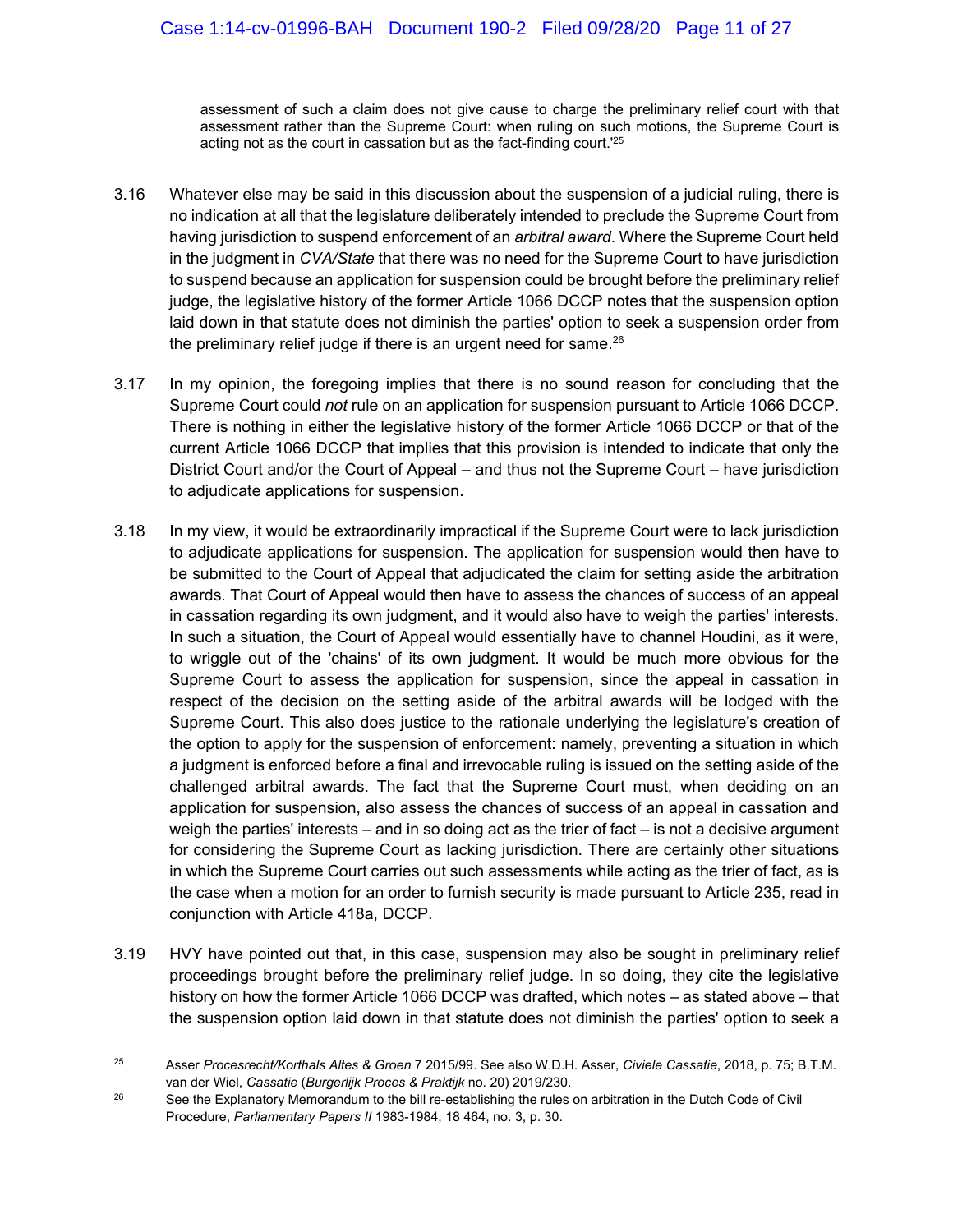> assessment of such a claim does not give cause to charge the preliminary relief court with that assessment rather than the Supreme Court: when ruling on such motions, the Supreme Court is acting not as the court in cassation but as the fact-finding court.'[25]

3.16 Whatever else may be said in this discussion about the suspension of a judicial ruling, there is no indication at all that the legislature deliberately intended to preclude the Supreme Court from having jurisdiction to suspend enforcement of an *arbitral award*. Where the Supreme Court held in the judgment in *CVA/State* that there was no need for the Supreme Court to have jurisdiction to suspend because an application for suspension could be brought before the preliminary relief judge, the legislative history of the former Article 1066 DCCP notes that the suspension option laid down in that statute does not diminish the parties' option to seek a suspension order from the preliminary relief judge if there is an urgent need for same.[26]

3.17 In my opinion, the foregoing implies that there is no sound reason for concluding that the Supreme Court could *not* rule on an application for suspension pursuant to Article 1066 DCCP. There is nothing in either the legislative history of the former Article 1066 DCCP or that of the current Article 1066 DCCP that implies that this provision is intended to indicate that only the District Court and/or the Court of Appeal – and thus not the Supreme Court – have jurisdiction to adjudicate applications for suspension.

3.18 In my view, it would be extraordinarily impractical if the Supreme Court were to lack jurisdiction to adjudicate applications for suspension. The application for suspension would then have to be submitted to the Court of Appeal that adjudicated the claim for setting aside the arbitration awards. That Court of Appeal would then have to assess the chances of success of an appeal in cassation regarding its own judgment, and it would also have to weigh the parties' interests. In such a situation, the Court of Appeal would essentially have to channel Houdini, as it were, to wriggle out of the 'chains' of its own judgment. It would be much more obvious for the Supreme Court to assess the application for suspension, since the appeal in cassation in respect of the decision on the setting aside of the arbitral awards will be lodged with the Supreme Court. This also does justice to the rationale underlying the legislature's creation of the option to apply for the suspension of enforcement: namely, preventing a situation in which a judgment is enforced before a final and irrevocable ruling is issued on the setting aside of the challenged arbitral awards. The fact that the Supreme Court must, when deciding on an application for suspension, also assess the chances of success of an appeal in cassation and weigh the parties' interests – and in so doing act as the trier of fact – is not a decisive argument for considering the Supreme Court as lacking jurisdiction. There are certainly other situations in which the Supreme Court carries out such assessments while acting as the trier of fact, as is the case when a motion for an order to furnish security is made pursuant to Article 235, read in conjunction with Article 418a, DCCP.

3.19 HVY have pointed out that, in this case, suspension may also be sought in preliminary relief proceedings brought before the preliminary relief judge. In so doing, they cite the legislative history on how the former Article 1066 DCCP was drafted, which notes – as stated above – that the suspension option laid down in that statute does not diminish the parties' option to seek a

---

[25] Asser *Procesrecht/Korthals Altes & Groen* 7 2015/99. See also W.D.H. Asser, *Civiele Cassatie*, 2018, p. 75; B.T.M. van der Wiel, *Cassatie* (*Burgerlijk Proces & Praktijk* no. 20) 2019/230.

[26] See the Explanatory Memorandum to the bill re-establishing the rules on arbitration in the Dutch Code of Civil Procedure, *Parliamentary Papers II* 1983-1984, 18 464, no. 3, p. 30.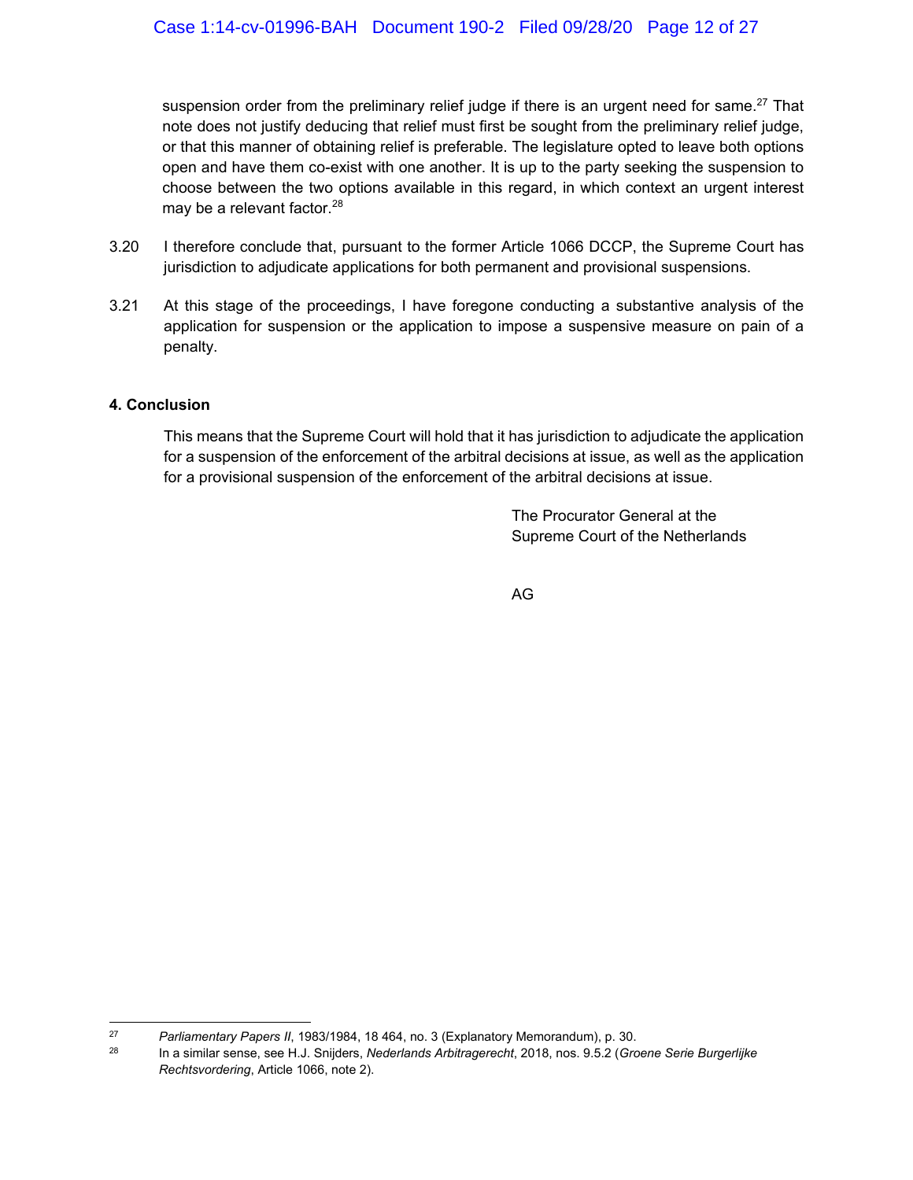suspension order from the preliminary relief judge if there is an urgent need for same.[27] That note does not justify deducing that relief must first be sought from the preliminary relief judge, or that this manner of obtaining relief is preferable. The legislature opted to leave both options open and have them co-exist with one another. It is up to the party seeking the suspension to choose between the two options available in this regard, in which context an urgent interest may be a relevant factor.[28]

3.20 I therefore conclude that, pursuant to the former Article 1066 DCCP, the Supreme Court has jurisdiction to adjudicate applications for both permanent and provisional suspensions.

3.21 At this stage of the proceedings, I have foregone conducting a substantive analysis of the application for suspension or the application to impose a suspensive measure on pain of a penalty.

## 4. Conclusion

This means that the Supreme Court will hold that it has jurisdiction to adjudicate the application for a suspension of the enforcement of the arbitral decisions at issue, as well as the application for a provisional suspension of the enforcement of the arbitral decisions at issue.

The Procurator General at the
Supreme Court of the Netherlands

AG

---

[27] *Parliamentary Papers II*, 1983/1984, 18 464, no. 3 (Explanatory Memorandum), p. 30.

[28] In a similar sense, see H.J. Snijders, *Nederlands Arbitragerecht*, 2018, nos. 9.5.2 (*Groene Serie Burgerlijke Rechtsvordering*, Article 1066, note 2).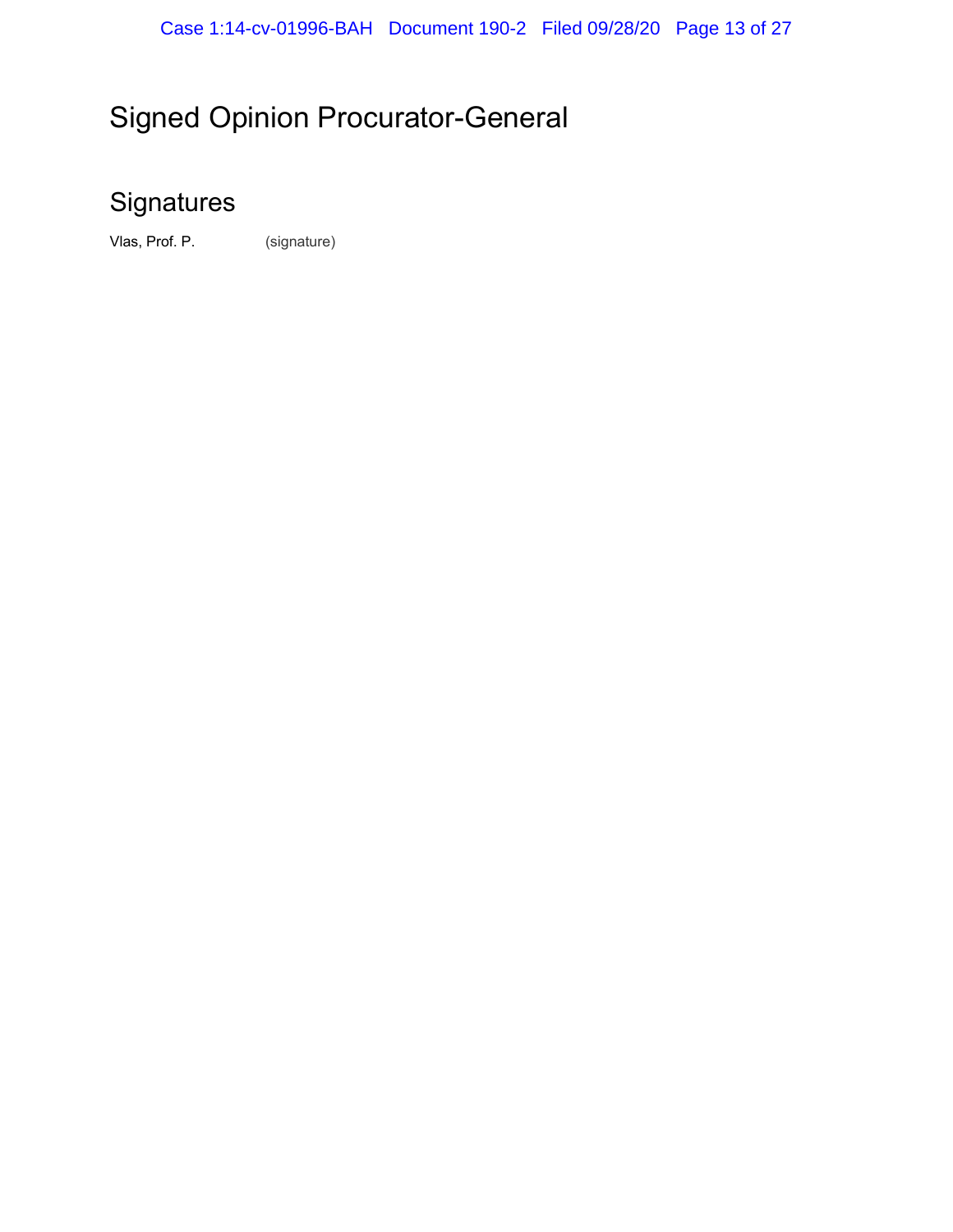# Signed Opinion Procurator-General

## Signatures

Vlas, Prof. P. (signature)